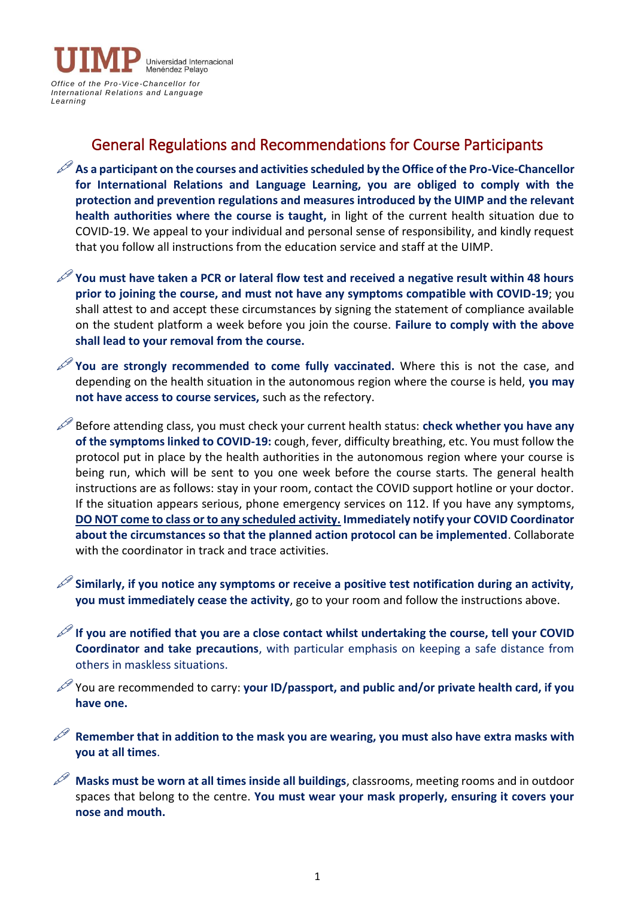UIMP Universidad Internacional Menéndez Pelayo

*Office of the Pro-Vice-Chancellor for International Relations and Language Learning*

# General Regulations and Recommendations for Course Participants

- **As a participant on the courses and activities scheduled by the Office of the Pro-Vice-Chancellor for International Relations and Language Learning, you are obliged to comply with the protection and prevention regulations and measures introduced by the UIMP and the relevant health authorities where the course is taught,** in light of the current health situation due to COVID-19. We appeal to your individual and personal sense of responsibility, and kindly request that you follow all instructions from the education service and staff at the UIMP.

- **You must have taken a PCR or lateral flow test and received a negative result within 48 hours prior to joining the course, and must not have any symptoms compatible with COVID-19**; you shall attest to and accept these circumstances by signing the statement of compliance available on the student platform a week before you join the course. **Failure to comply with the above shall lead to your removal from the course.**

- **You are strongly recommended to come fully vaccinated.** Where this is not the case, and depending on the health situation in the autonomous region where the course is held, **you may not have access to course services,** such as the refectory.

- Before attending class, you must check your current health status: **check whether you have any of the symptoms linked to COVID-19:** cough, fever, difficulty breathing, etc. You must follow the protocol put in place by the health authorities in the autonomous region where your course is being run, which will be sent to you one week before the course starts. The general health instructions are as follows: stay in your room, contact the COVID support hotline or your doctor. If the situation appears serious, phone emergency services on 112. If you have any symptoms, **<u>DO NOT come to class or to any scheduled activity.</u> Immediately notify your COVID Coordinator about the circumstances so that the planned action protocol can be implemented**. Collaborate with the coordinator in track and trace activities.

- **Similarly, if you notice any symptoms or receive a positive test notification during an activity, you must immediately cease the activity**, go to your room and follow the instructions above.

- **If you are notified that you are a close contact whilst undertaking the course, tell your COVID Coordinator and take precautions**, with particular emphasis on keeping a safe distance from others in maskless situations.

- You are recommended to carry: **your ID/passport, and public and/or private health card, if you have one.**

- **Remember that in addition to the mask you are wearing, you must also have extra masks with you at all times**.

- **Masks must be worn at all times inside all buildings**, classrooms, meeting rooms and in outdoor spaces that belong to the centre. **You must wear your mask properly, ensuring it covers your nose and mouth.**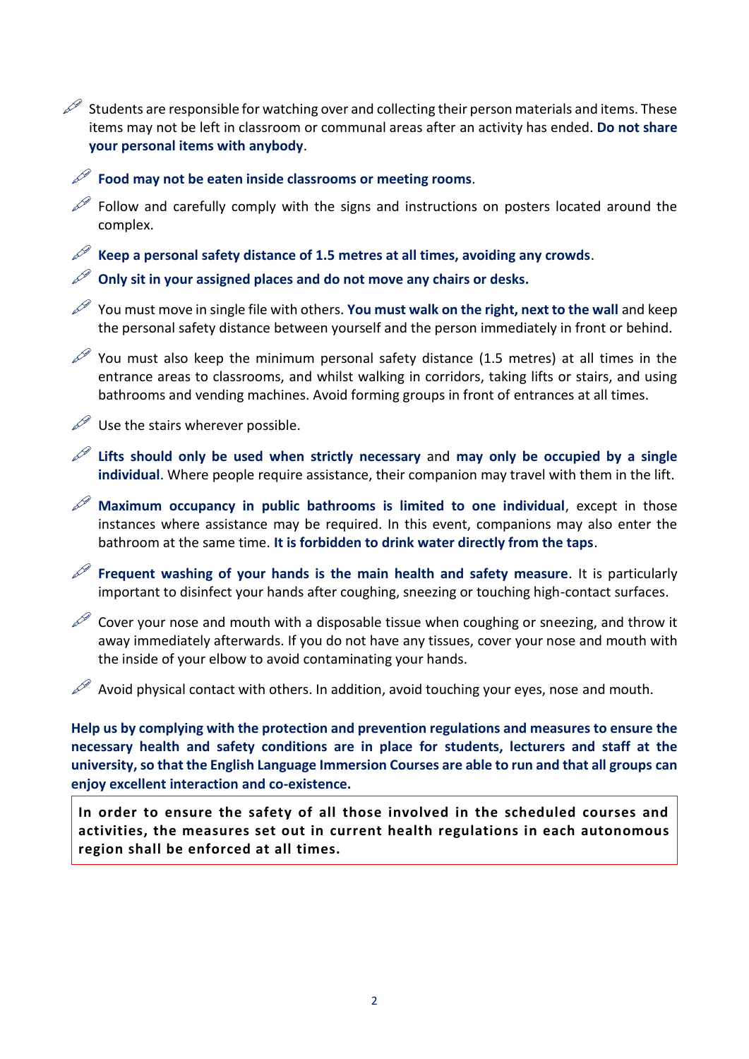- Students are responsible for watching over and collecting their person materials and items. These items may not be left in classroom or communal areas after an activity has ended. **Do not share your personal items with anybody**.
- **Food may not be eaten inside classrooms or meeting rooms**.
- Follow and carefully comply with the signs and instructions on posters located around the complex.
- **Keep a personal safety distance of 1.5 metres at all times, avoiding any crowds**.
- **Only sit in your assigned places and do not move any chairs or desks.**
- You must move in single file with others. **You must walk on the right, next to the wall** and keep the personal safety distance between yourself and the person immediately in front or behind.
- You must also keep the minimum personal safety distance (1.5 metres) at all times in the entrance areas to classrooms, and whilst walking in corridors, taking lifts or stairs, and using bathrooms and vending machines. Avoid forming groups in front of entrances at all times.
- Use the stairs wherever possible.
- **Lifts should only be used when strictly necessary** and **may only be occupied by a single individual**. Where people require assistance, their companion may travel with them in the lift.
- **Maximum occupancy in public bathrooms is limited to one individual**, except in those instances where assistance may be required. In this event, companions may also enter the bathroom at the same time. **It is forbidden to drink water directly from the taps**.
- **Frequent washing of your hands is the main health and safety measure**. It is particularly important to disinfect your hands after coughing, sneezing or touching high-contact surfaces.
- Cover your nose and mouth with a disposable tissue when coughing or sneezing, and throw it away immediately afterwards. If you do not have any tissues, cover your nose and mouth with the inside of your elbow to avoid contaminating your hands.
- Avoid physical contact with others. In addition, avoid touching your eyes, nose and mouth.

**Help us by complying with the protection and prevention regulations and measures to ensure the necessary health and safety conditions are in place for students, lecturers and staff at the university, so that the English Language Immersion Courses are able to run and that all groups can enjoy excellent interaction and co-existence.**

**In order to ensure the safety of all those involved in the scheduled courses and activities, the measures set out in current health regulations in each autonomous region shall be enforced at all times.**